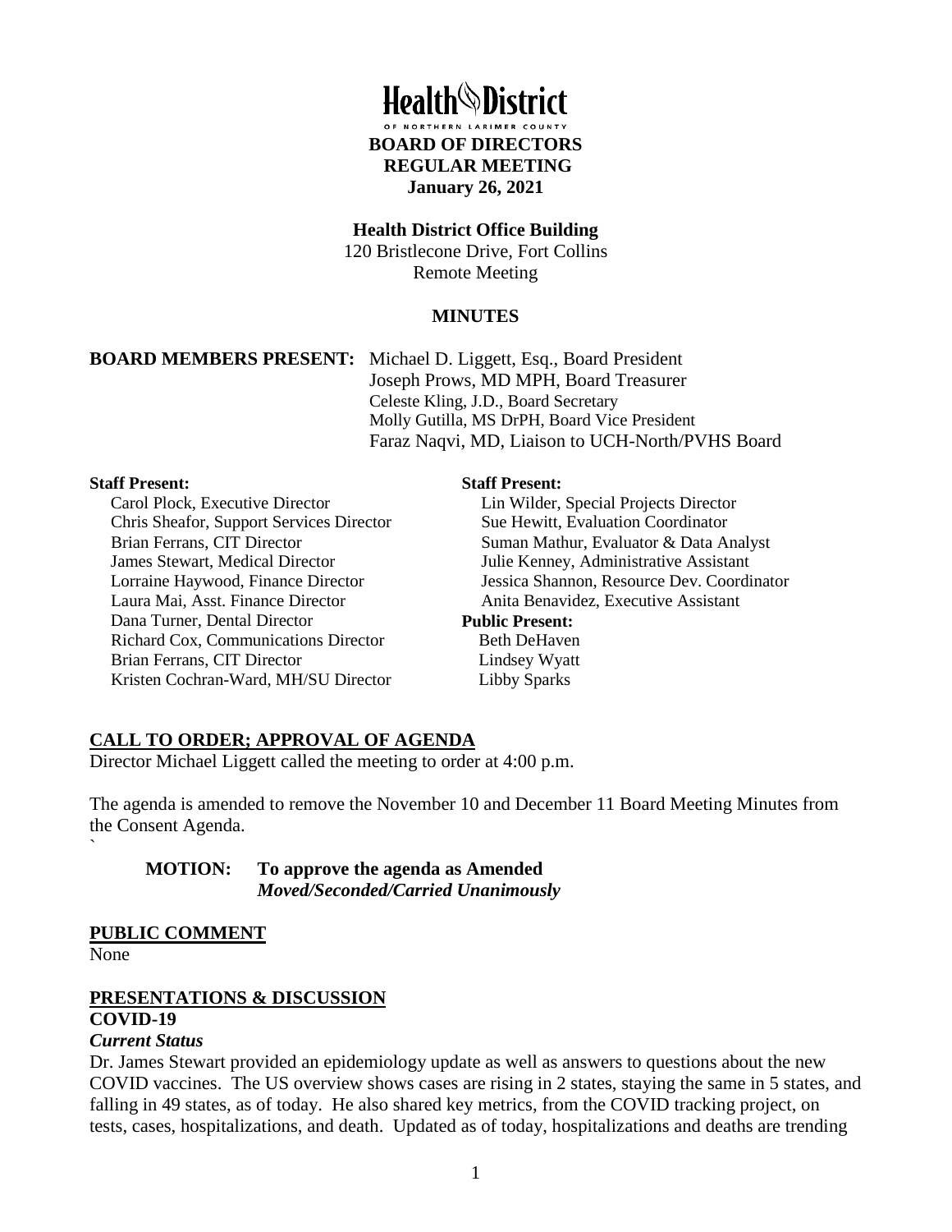# Health District

OF NORTHERN LARIMER COUNTY

**BOARD OF DIRECTORS**
**REGULAR MEETING**
**January 26, 2021**

**Health District Office Building**
120 Bristlecone Drive, Fort Collins
Remote Meeting

**MINUTES**

**BOARD MEMBERS PRESENT:** Michael D. Liggett, Esq., Board President
Joseph Prows, MD MPH, Board Treasurer
Celeste Kling, J.D., Board Secretary
Molly Gutilla, MS DrPH, Board Vice President
Faraz Naqvi, MD, Liaison to UCH-North/PVHS Board

**Staff Present:**
Carol Plock, Executive Director
Chris Sheafor, Support Services Director
Brian Ferrans, CIT Director
James Stewart, Medical Director
Lorraine Haywood, Finance Director
Laura Mai, Asst. Finance Director
Dana Turner, Dental Director
Richard Cox, Communications Director
Brian Ferrans, CIT Director
Kristen Cochran-Ward, MH/SU Director

**Staff Present:**
Lin Wilder, Special Projects Director
Sue Hewitt, Evaluation Coordinator
Suman Mathur, Evaluator & Data Analyst
Julie Kenney, Administrative Assistant
Jessica Shannon, Resource Dev. Coordinator
Anita Benavidez, Executive Assistant

**Public Present:**
Beth DeHaven
Lindsey Wyatt
Libby Sparks

## CALL TO ORDER; APPROVAL OF AGENDA

Director Michael Liggett called the meeting to order at 4:00 p.m.

The agenda is amended to remove the November 10 and December 11 Board Meeting Minutes from the Consent Agenda.
`

> **MOTION: To approve the agenda as Amended**
> ***Moved/Seconded/Carried Unanimously***

## PUBLIC COMMENT

None

## PRESENTATIONS & DISCUSSION

### COVID-19

***Current Status***

Dr. James Stewart provided an epidemiology update as well as answers to questions about the new COVID vaccines. The US overview shows cases are rising in 2 states, staying the same in 5 states, and falling in 49 states, as of today. He also shared key metrics, from the COVID tracking project, on tests, cases, hospitalizations, and death. Updated as of today, hospitalizations and deaths are trending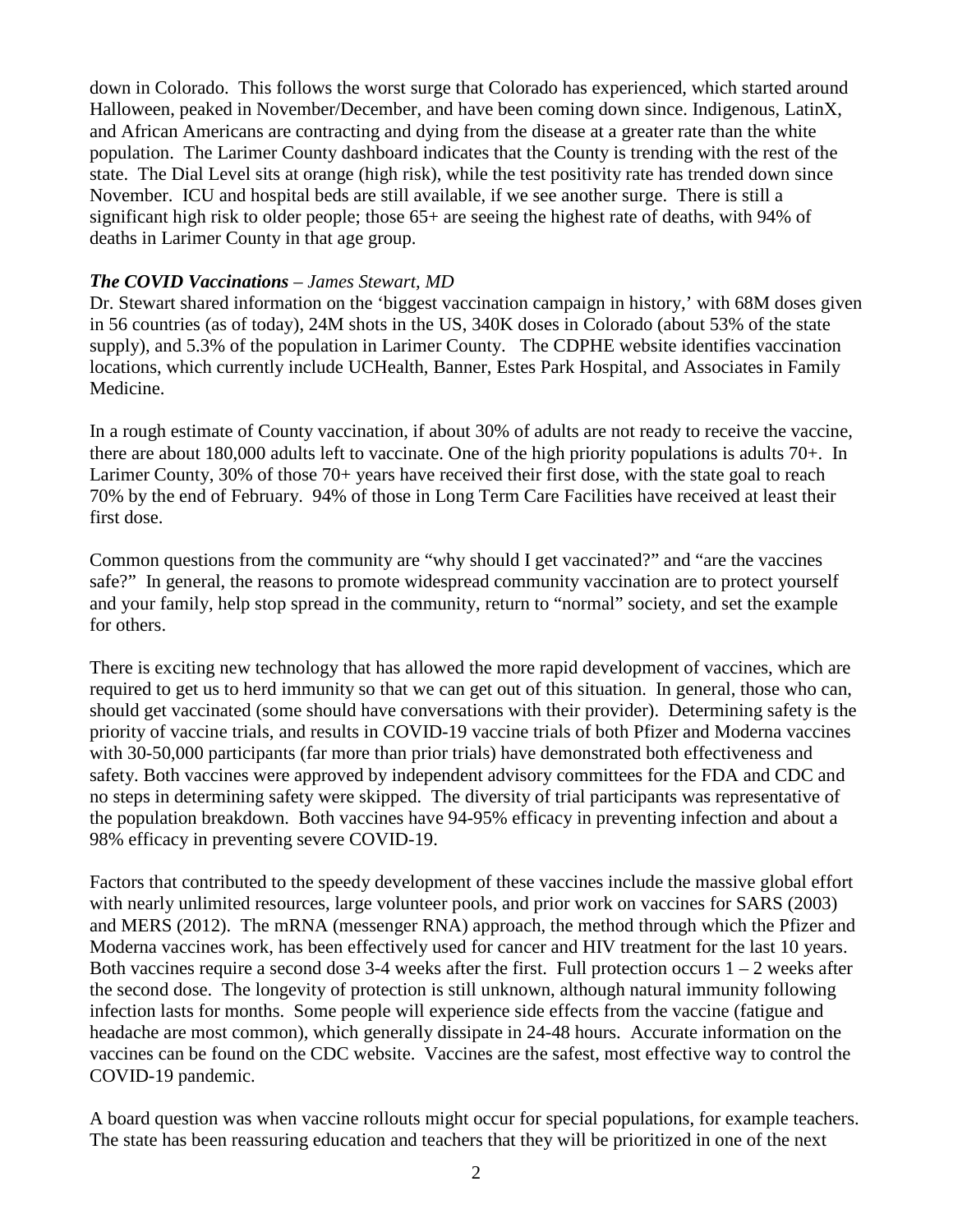down in Colorado. This follows the worst surge that Colorado has experienced, which started around Halloween, peaked in November/December, and have been coming down since. Indigenous, LatinX, and African Americans are contracting and dying from the disease at a greater rate than the white population. The Larimer County dashboard indicates that the County is trending with the rest of the state. The Dial Level sits at orange (high risk), while the test positivity rate has trended down since November. ICU and hospital beds are still available, if we see another surge. There is still a significant high risk to older people; those 65+ are seeing the highest rate of deaths, with 94% of deaths in Larimer County in that age group.

***The COVID Vaccinations*** – *James Stewart, MD*

Dr. Stewart shared information on the 'biggest vaccination campaign in history,' with 68M doses given in 56 countries (as of today), 24M shots in the US, 340K doses in Colorado (about 53% of the state supply), and 5.3% of the population in Larimer County. The CDPHE website identifies vaccination locations, which currently include UCHealth, Banner, Estes Park Hospital, and Associates in Family Medicine.

In a rough estimate of County vaccination, if about 30% of adults are not ready to receive the vaccine, there are about 180,000 adults left to vaccinate. One of the high priority populations is adults 70+. In Larimer County, 30% of those 70+ years have received their first dose, with the state goal to reach 70% by the end of February. 94% of those in Long Term Care Facilities have received at least their first dose.

Common questions from the community are "why should I get vaccinated?" and "are the vaccines safe?" In general, the reasons to promote widespread community vaccination are to protect yourself and your family, help stop spread in the community, return to "normal" society, and set the example for others.

There is exciting new technology that has allowed the more rapid development of vaccines, which are required to get us to herd immunity so that we can get out of this situation. In general, those who can, should get vaccinated (some should have conversations with their provider). Determining safety is the priority of vaccine trials, and results in COVID-19 vaccine trials of both Pfizer and Moderna vaccines with 30-50,000 participants (far more than prior trials) have demonstrated both effectiveness and safety. Both vaccines were approved by independent advisory committees for the FDA and CDC and no steps in determining safety were skipped. The diversity of trial participants was representative of the population breakdown. Both vaccines have 94-95% efficacy in preventing infection and about a 98% efficacy in preventing severe COVID-19.

Factors that contributed to the speedy development of these vaccines include the massive global effort with nearly unlimited resources, large volunteer pools, and prior work on vaccines for SARS (2003) and MERS (2012). The mRNA (messenger RNA) approach, the method through which the Pfizer and Moderna vaccines work, has been effectively used for cancer and HIV treatment for the last 10 years. Both vaccines require a second dose 3-4 weeks after the first. Full protection occurs 1 – 2 weeks after the second dose. The longevity of protection is still unknown, although natural immunity following infection lasts for months. Some people will experience side effects from the vaccine (fatigue and headache are most common), which generally dissipate in 24-48 hours. Accurate information on the vaccines can be found on the CDC website. Vaccines are the safest, most effective way to control the COVID-19 pandemic.

A board question was when vaccine rollouts might occur for special populations, for example teachers. The state has been reassuring education and teachers that they will be prioritized in one of the next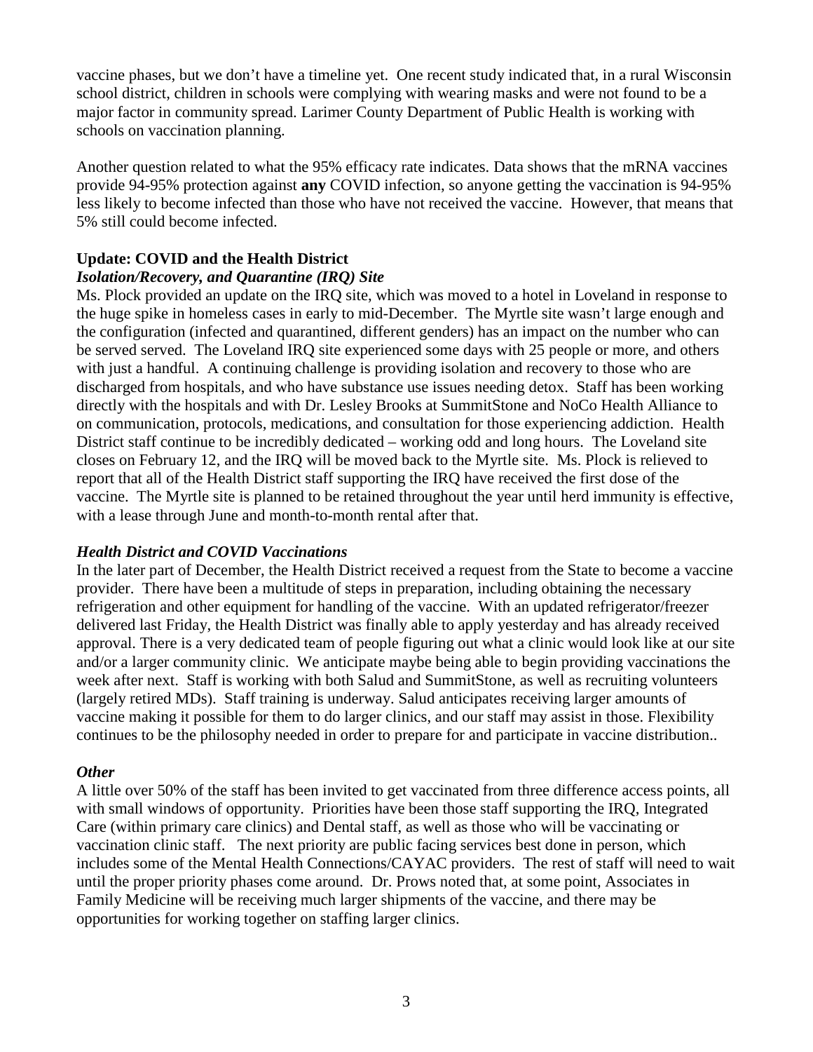vaccine phases, but we don't have a timeline yet. One recent study indicated that, in a rural Wisconsin school district, children in schools were complying with wearing masks and were not found to be a major factor in community spread. Larimer County Department of Public Health is working with schools on vaccination planning.

Another question related to what the 95% efficacy rate indicates. Data shows that the mRNA vaccines provide 94-95% protection against **any** COVID infection, so anyone getting the vaccination is 94-95% less likely to become infected than those who have not received the vaccine. However, that means that 5% still could become infected.

**Update: COVID and the Health District**

***Isolation/Recovery, and Quarantine (IRQ) Site***

Ms. Plock provided an update on the IRQ site, which was moved to a hotel in Loveland in response to the huge spike in homeless cases in early to mid-December. The Myrtle site wasn't large enough and the configuration (infected and quarantined, different genders) has an impact on the number who can be served served. The Loveland IRQ site experienced some days with 25 people or more, and others with just a handful. A continuing challenge is providing isolation and recovery to those who are discharged from hospitals, and who have substance use issues needing detox. Staff has been working directly with the hospitals and with Dr. Lesley Brooks at SummitStone and NoCo Health Alliance to on communication, protocols, medications, and consultation for those experiencing addiction. Health District staff continue to be incredibly dedicated – working odd and long hours. The Loveland site closes on February 12, and the IRQ will be moved back to the Myrtle site. Ms. Plock is relieved to report that all of the Health District staff supporting the IRQ have received the first dose of the vaccine. The Myrtle site is planned to be retained throughout the year until herd immunity is effective, with a lease through June and month-to-month rental after that.

***Health District and COVID Vaccinations***

In the later part of December, the Health District received a request from the State to become a vaccine provider. There have been a multitude of steps in preparation, including obtaining the necessary refrigeration and other equipment for handling of the vaccine. With an updated refrigerator/freezer delivered last Friday, the Health District was finally able to apply yesterday and has already received approval. There is a very dedicated team of people figuring out what a clinic would look like at our site and/or a larger community clinic. We anticipate maybe being able to begin providing vaccinations the week after next. Staff is working with both Salud and SummitStone, as well as recruiting volunteers (largely retired MDs). Staff training is underway. Salud anticipates receiving larger amounts of vaccine making it possible for them to do larger clinics, and our staff may assist in those. Flexibility continues to be the philosophy needed in order to prepare for and participate in vaccine distribution..

***Other***

A little over 50% of the staff has been invited to get vaccinated from three difference access points, all with small windows of opportunity. Priorities have been those staff supporting the IRQ, Integrated Care (within primary care clinics) and Dental staff, as well as those who will be vaccinating or vaccination clinic staff. The next priority are public facing services best done in person, which includes some of the Mental Health Connections/CAYAC providers. The rest of staff will need to wait until the proper priority phases come around. Dr. Prows noted that, at some point, Associates in Family Medicine will be receiving much larger shipments of the vaccine, and there may be opportunities for working together on staffing larger clinics.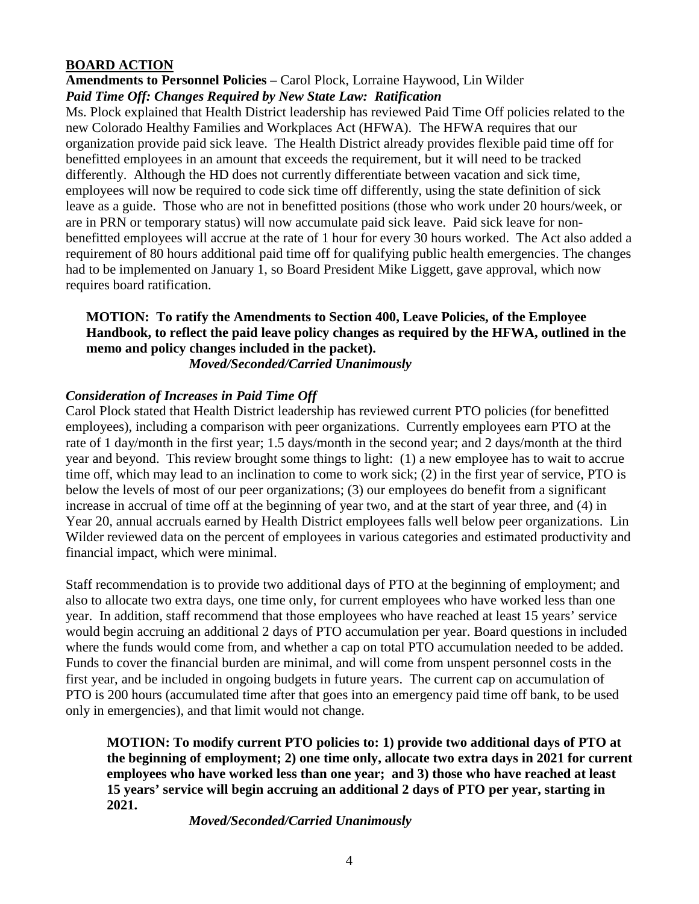## BOARD ACTION

**Amendments to Personnel Policies –** Carol Plock, Lorraine Haywood, Lin Wilder

***Paid Time Off: Changes Required by New State Law: Ratification***

Ms. Plock explained that Health District leadership has reviewed Paid Time Off policies related to the new Colorado Healthy Families and Workplaces Act (HFWA). The HFWA requires that our organization provide paid sick leave. The Health District already provides flexible paid time off for benefitted employees in an amount that exceeds the requirement, but it will need to be tracked differently. Although the HD does not currently differentiate between vacation and sick time, employees will now be required to code sick time off differently, using the state definition of sick leave as a guide. Those who are not in benefitted positions (those who work under 20 hours/week, or are in PRN or temporary status) will now accumulate paid sick leave. Paid sick leave for non-benefitted employees will accrue at the rate of 1 hour for every 30 hours worked. The Act also added a requirement of 80 hours additional paid time off for qualifying public health emergencies. The changes had to be implemented on January 1, so Board President Mike Liggett, gave approval, which now requires board ratification.

> **MOTION: To ratify the Amendments to Section 400, Leave Policies, of the Employee Handbook, to reflect the paid leave policy changes as required by the HFWA, outlined in the memo and policy changes included in the packet).**
>
> ***Moved/Seconded/Carried Unanimously***

***Consideration of Increases in Paid Time Off***

Carol Plock stated that Health District leadership has reviewed current PTO policies (for benefitted employees), including a comparison with peer organizations. Currently employees earn PTO at the rate of 1 day/month in the first year; 1.5 days/month in the second year; and 2 days/month at the third year and beyond. This review brought some things to light: (1) a new employee has to wait to accrue time off, which may lead to an inclination to come to work sick; (2) in the first year of service, PTO is below the levels of most of our peer organizations; (3) our employees do benefit from a significant increase in accrual of time off at the beginning of year two, and at the start of year three, and (4) in Year 20, annual accruals earned by Health District employees falls well below peer organizations. Lin Wilder reviewed data on the percent of employees in various categories and estimated productivity and financial impact, which were minimal.

Staff recommendation is to provide two additional days of PTO at the beginning of employment; and also to allocate two extra days, one time only, for current employees who have worked less than one year. In addition, staff recommend that those employees who have reached at least 15 years' service would begin accruing an additional 2 days of PTO accumulation per year. Board questions in included where the funds would come from, and whether a cap on total PTO accumulation needed to be added. Funds to cover the financial burden are minimal, and will come from unspent personnel costs in the first year, and be included in ongoing budgets in future years. The current cap on accumulation of PTO is 200 hours (accumulated time after that goes into an emergency paid time off bank, to be used only in emergencies), and that limit would not change.

> **MOTION: To modify current PTO policies to: 1) provide two additional days of PTO at the beginning of employment; 2) one time only, allocate two extra days in 2021 for current employees who have worked less than one year; and 3) those who have reached at least 15 years' service will begin accruing an additional 2 days of PTO per year, starting in 2021.**
>
> ***Moved/Seconded/Carried Unanimously***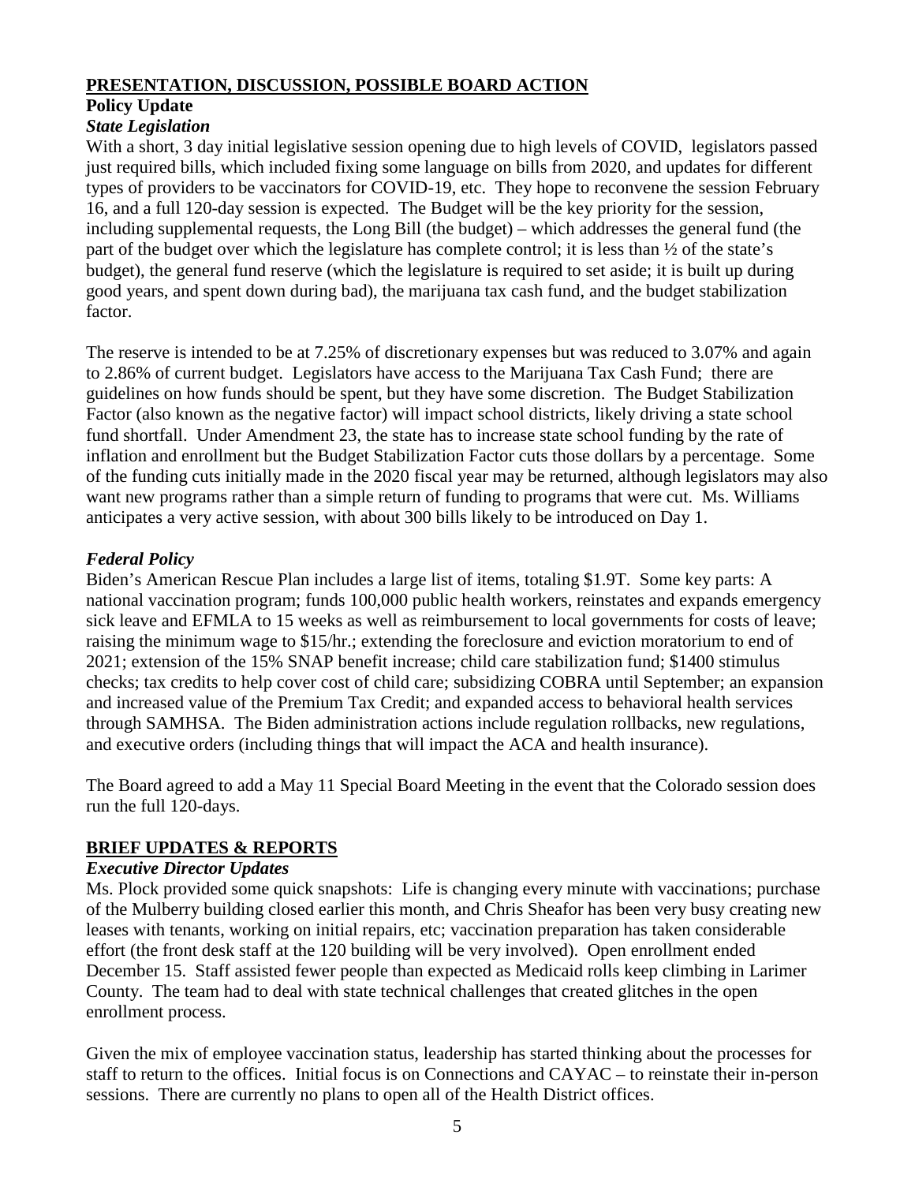## PRESENTATION, DISCUSSION, POSSIBLE BOARD ACTION

**Policy Update**

***State Legislation***

With a short, 3 day initial legislative session opening due to high levels of COVID, legislators passed just required bills, which included fixing some language on bills from 2020, and updates for different types of providers to be vaccinators for COVID-19, etc. They hope to reconvene the session February 16, and a full 120-day session is expected. The Budget will be the key priority for the session, including supplemental requests, the Long Bill (the budget) – which addresses the general fund (the part of the budget over which the legislature has complete control; it is less than ½ of the state's budget), the general fund reserve (which the legislature is required to set aside; it is built up during good years, and spent down during bad), the marijuana tax cash fund, and the budget stabilization factor.

The reserve is intended to be at 7.25% of discretionary expenses but was reduced to 3.07% and again to 2.86% of current budget. Legislators have access to the Marijuana Tax Cash Fund; there are guidelines on how funds should be spent, but they have some discretion. The Budget Stabilization Factor (also known as the negative factor) will impact school districts, likely driving a state school fund shortfall. Under Amendment 23, the state has to increase state school funding by the rate of inflation and enrollment but the Budget Stabilization Factor cuts those dollars by a percentage. Some of the funding cuts initially made in the 2020 fiscal year may be returned, although legislators may also want new programs rather than a simple return of funding to programs that were cut. Ms. Williams anticipates a very active session, with about 300 bills likely to be introduced on Day 1.

***Federal Policy***

Biden's American Rescue Plan includes a large list of items, totaling $1.9T. Some key parts: A national vaccination program; funds 100,000 public health workers, reinstates and expands emergency sick leave and EFMLA to 15 weeks as well as reimbursement to local governments for costs of leave; raising the minimum wage to $15/hr.; extending the foreclosure and eviction moratorium to end of 2021; extension of the 15% SNAP benefit increase; child care stabilization fund; $1400 stimulus checks; tax credits to help cover cost of child care; subsidizing COBRA until September; an expansion and increased value of the Premium Tax Credit; and expanded access to behavioral health services through SAMHSA. The Biden administration actions include regulation rollbacks, new regulations, and executive orders (including things that will impact the ACA and health insurance).

The Board agreed to add a May 11 Special Board Meeting in the event that the Colorado session does run the full 120-days.

## BRIEF UPDATES & REPORTS

***Executive Director Updates***

Ms. Plock provided some quick snapshots: Life is changing every minute with vaccinations; purchase of the Mulberry building closed earlier this month, and Chris Sheafor has been very busy creating new leases with tenants, working on initial repairs, etc; vaccination preparation has taken considerable effort (the front desk staff at the 120 building will be very involved). Open enrollment ended December 15. Staff assisted fewer people than expected as Medicaid rolls keep climbing in Larimer County. The team had to deal with state technical challenges that created glitches in the open enrollment process.

Given the mix of employee vaccination status, leadership has started thinking about the processes for staff to return to the offices. Initial focus is on Connections and CAYAC – to reinstate their in-person sessions. There are currently no plans to open all of the Health District offices.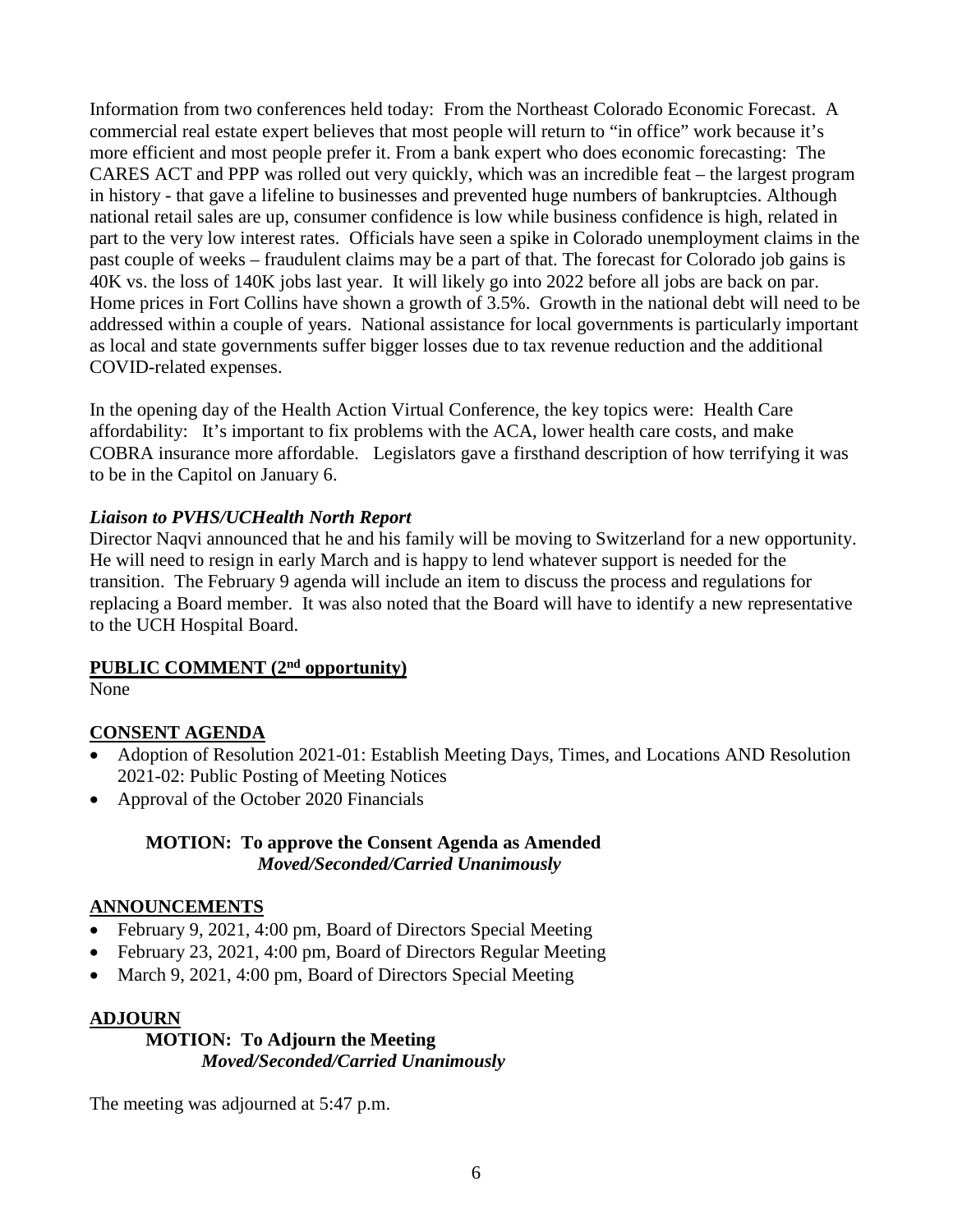Information from two conferences held today: From the Northeast Colorado Economic Forecast. A commercial real estate expert believes that most people will return to "in office" work because it's more efficient and most people prefer it. From a bank expert who does economic forecasting: The CARES ACT and PPP was rolled out very quickly, which was an incredible feat – the largest program in history - that gave a lifeline to businesses and prevented huge numbers of bankruptcies. Although national retail sales are up, consumer confidence is low while business confidence is high, related in part to the very low interest rates. Officials have seen a spike in Colorado unemployment claims in the past couple of weeks – fraudulent claims may be a part of that. The forecast for Colorado job gains is 40K vs. the loss of 140K jobs last year. It will likely go into 2022 before all jobs are back on par. Home prices in Fort Collins have shown a growth of 3.5%. Growth in the national debt will need to be addressed within a couple of years. National assistance for local governments is particularly important as local and state governments suffer bigger losses due to tax revenue reduction and the additional COVID-related expenses.

In the opening day of the Health Action Virtual Conference, the key topics were: Health Care affordability: It's important to fix problems with the ACA, lower health care costs, and make COBRA insurance more affordable. Legislators gave a firsthand description of how terrifying it was to be in the Capitol on January 6.

***Liaison to PVHS/UCHealth North Report***

Director Naqvi announced that he and his family will be moving to Switzerland for a new opportunity. He will need to resign in early March and is happy to lend whatever support is needed for the transition. The February 9 agenda will include an item to discuss the process and regulations for replacing a Board member. It was also noted that the Board will have to identify a new representative to the UCH Hospital Board.

## PUBLIC COMMENT (2nd opportunity)

None

## CONSENT AGENDA

- Adoption of Resolution 2021-01: Establish Meeting Days, Times, and Locations AND Resolution 2021-02: Public Posting of Meeting Notices
- Approval of the October 2020 Financials

**MOTION: To approve the Consent Agenda as Amended**
***Moved/Seconded/Carried Unanimously***

## ANNOUNCEMENTS

- February 9, 2021, 4:00 pm, Board of Directors Special Meeting
- February 23, 2021, 4:00 pm, Board of Directors Regular Meeting
- March 9, 2021, 4:00 pm, Board of Directors Special Meeting

## ADJOURN

**MOTION: To Adjourn the Meeting**
***Moved/Seconded/Carried Unanimously***

The meeting was adjourned at 5:47 p.m.